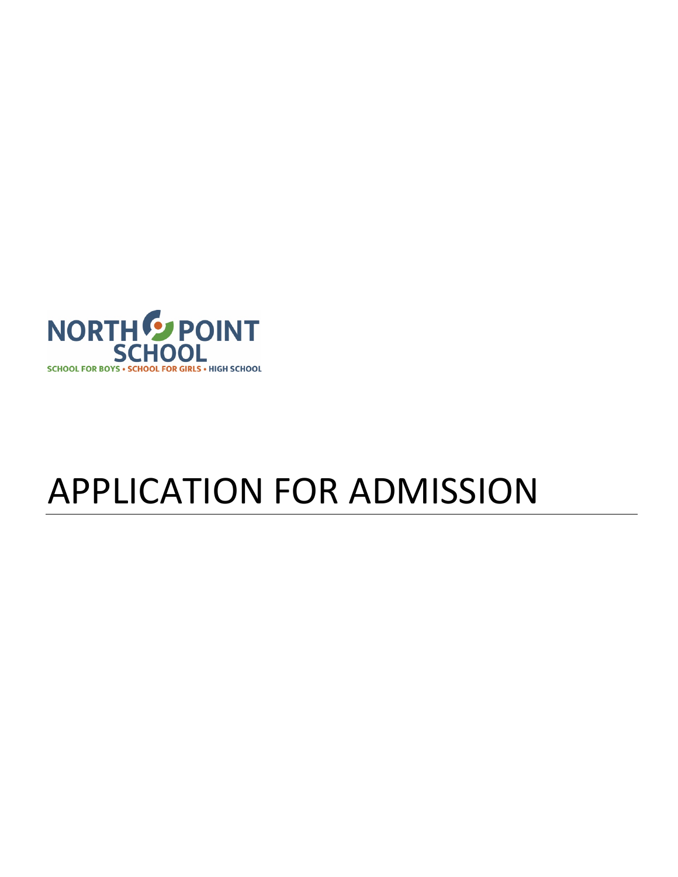NORTH POINT SCHOOL

SCHOOL FOR BOYS • SCHOOL FOR GIRLS • HIGH SCHOOL

# APPLICATION FOR ADMISSION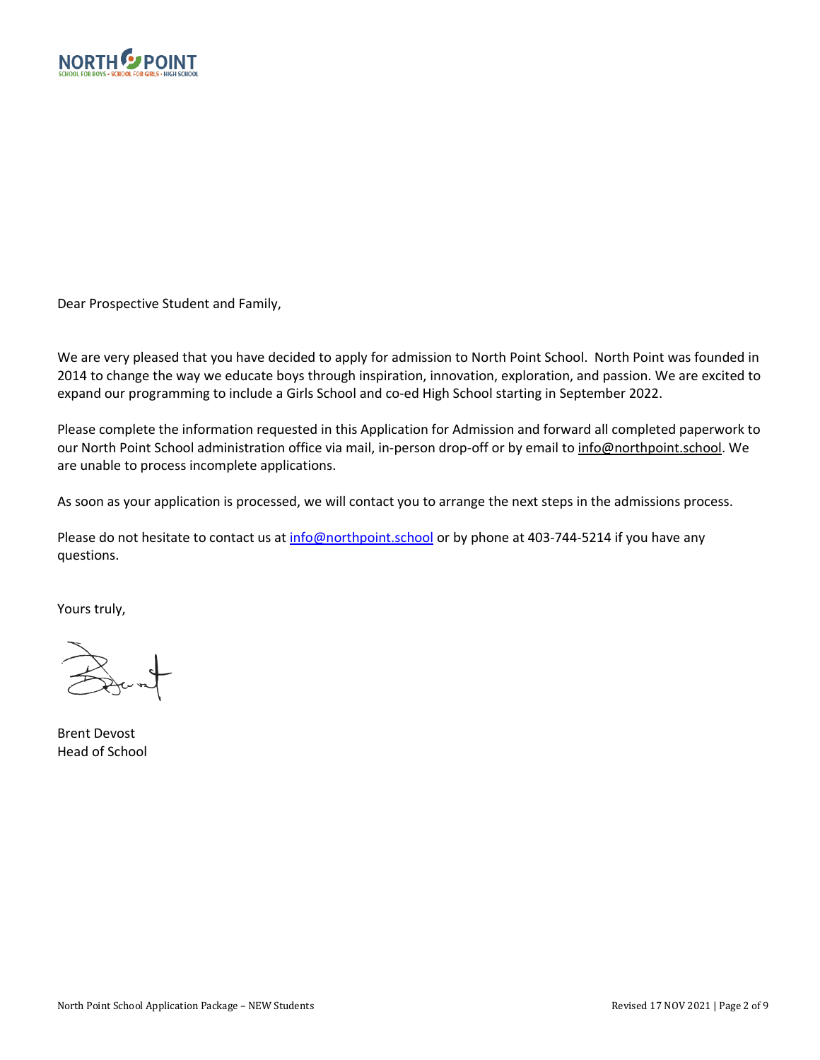Dear Prospective Student and Family,

We are very pleased that you have decided to apply for admission to North Point School. North Point was founded in 2014 to change the way we educate boys through inspiration, innovation, exploration, and passion. We are excited to expand our programming to include a Girls School and co-ed High School starting in September 2022.

Please complete the information requested in this Application for Admission and forward all completed paperwork to our North Point School administration office via mail, in-person drop-off or by email to info@northpoint.school. We are unable to process incomplete applications.

As soon as your application is processed, we will contact you to arrange the next steps in the admissions process.

Please do not hesitate to contact us at info@northpoint.school or by phone at 403-744-5214 if you have any questions.

Yours truly,

Brent Devost
Head of School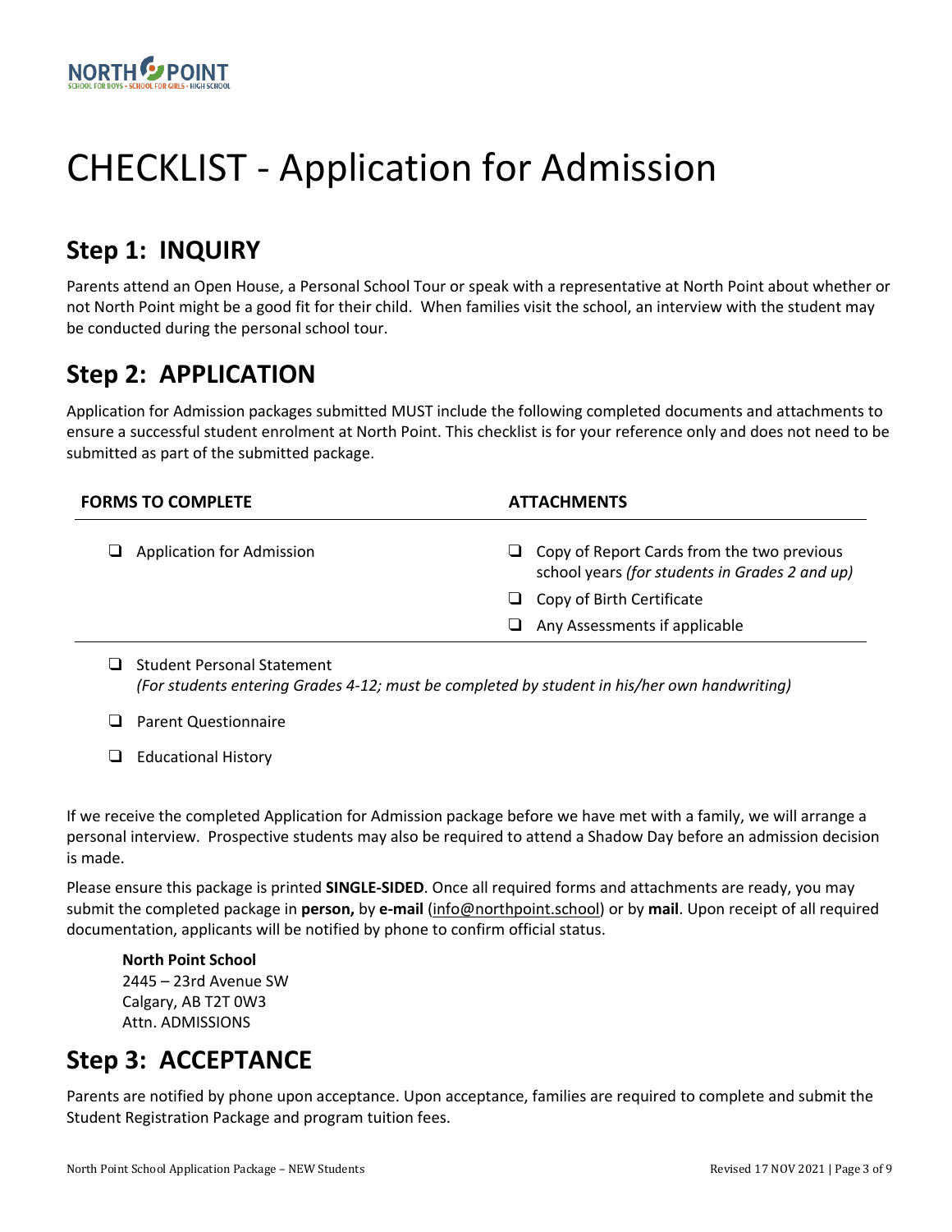# CHECKLIST - Application for Admission

## Step 1: INQUIRY

Parents attend an Open House, a Personal School Tour or speak with a representative at North Point about whether or not North Point might be a good fit for their child. When families visit the school, an interview with the student may be conducted during the personal school tour.

## Step 2: APPLICATION

Application for Admission packages submitted MUST include the following completed documents and attachments to ensure a successful student enrolment at North Point. This checklist is for your reference only and does not need to be submitted as part of the submitted package.

| FORMS TO COMPLETE | ATTACHMENTS |
|---|---|
| ❑ Application for Admission | ❑ Copy of Report Cards from the two previous school years *(for students in Grades 2 and up)* |
| | ❑ Copy of Birth Certificate |
| | ❑ Any Assessments if applicable |

- ❑ Student Personal Statement
  *(For students entering Grades 4-12; must be completed by student in his/her own handwriting)*
- ❑ Parent Questionnaire
- ❑ Educational History

If we receive the completed Application for Admission package before we have met with a family, we will arrange a personal interview. Prospective students may also be required to attend a Shadow Day before an admission decision is made.

Please ensure this package is printed **SINGLE-SIDED**. Once all required forms and attachments are ready, you may submit the completed package in **person,** by **e-mail** (info@northpoint.school) or by **mail**. Upon receipt of all required documentation, applicants will be notified by phone to confirm official status.

**North Point School**
2445 – 23rd Avenue SW
Calgary, AB T2T 0W3
Attn. ADMISSIONS

## Step 3: ACCEPTANCE

Parents are notified by phone upon acceptance. Upon acceptance, families are required to complete and submit the Student Registration Package and program tuition fees.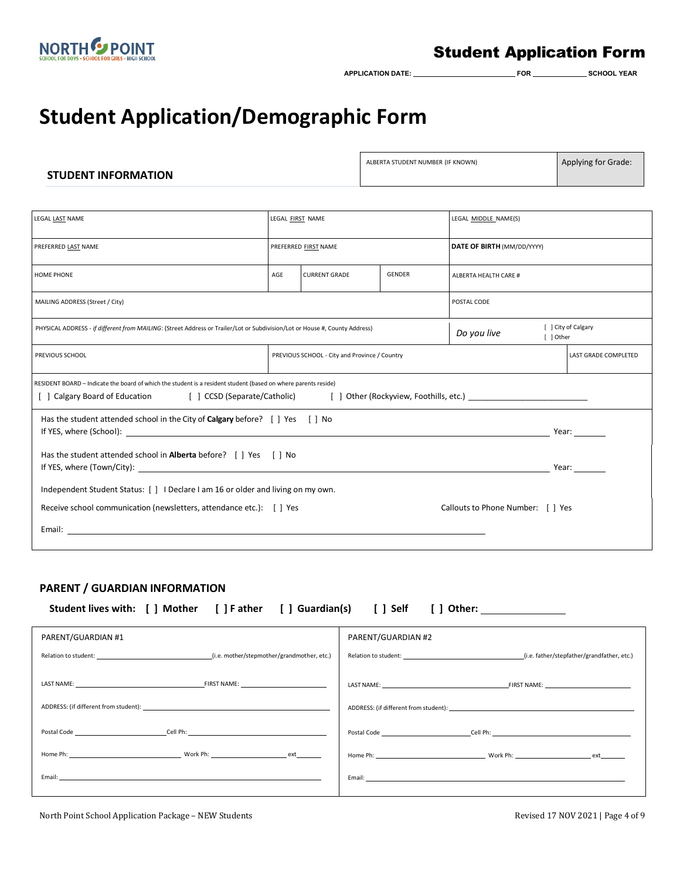NORTH POINT
SCHOOL FOR BOYS - SCHOOL FOR GIRLS - HIGH SCHOOL

# Student Application Form

**APPLICATION DATE:** ________________ **FOR** __________ **SCHOOL YEAR**

# Student Application/Demographic Form

## STUDENT INFORMATION

| ALBERTA STUDENT NUMBER (IF KNOWN) | Applying for Grade: |
|---|---|
| | |

| LEGAL LAST NAME | LEGAL FIRST NAME | | | LEGAL MIDDLE NAME(S) | |
|---|---|---|---|---|---|
| PREFERRED LAST NAME | PREFERRED FIRST NAME | | | **DATE OF BIRTH** (MM/DD/YYYY) | |
| HOME PHONE | AGE | CURRENT GRADE | GENDER | ALBERTA HEALTH CARE # | |
| MAILING ADDRESS (Street / City) | | | | POSTAL CODE | |
| PHYSICAL ADDRESS - *if different from MAILING*: (Street Address or Trailer/Lot or Subdivision/Lot or House #, County Address) | | | | *Do you live* | [ ] City of Calgary [ ] Other |
| PREVIOUS SCHOOL | PREVIOUS SCHOOL - City and Province / Country | | | | LAST GRADE COMPLETED |

RESIDENT BOARD – Indicate the board of which the student is a resident student (based on where parents reside)
[ ] Calgary Board of Education [ ] CCSD (Separate/Catholic) [ ] Other (Rockyview, Foothills, etc.) ____________________

Has the student attended school in the City of **Calgary** before? [ ] Yes [ ] No
If YES, where (School): ______________________________ Year: _______

Has the student attended school in **Alberta** before? [ ] Yes [ ] No
If YES, where (Town/City): ______________________________ Year: _______

Independent Student Status: [ ] I Declare I am 16 or older and living on my own.

Receive school communication (newsletters, attendance etc.): [ ] Yes Callouts to Phone Number: [ ] Yes

Email: ______________________________

## PARENT / GUARDIAN INFORMATION

**Student lives with: [ ] Mother [ ] Father [ ] Guardian(s) [ ] Self [ ] Other:** ____________

| PARENT/GUARDIAN #1 | PARENT/GUARDIAN #2 |
|---|---|
| Relation to student: ____________ (i.e. mother/stepmother/grandmother, etc.) | Relation to student: ____________ (i.e. father/stepfather/grandfather, etc.) |
| LAST NAME: ____________ FIRST NAME: ____________ | LAST NAME: ____________ FIRST NAME: ____________ |
| ADDRESS: (if different from student): ____________ | ADDRESS: (if different from student): ____________ |
| Postal Code ____________ Cell Ph: ____________ | Postal Code ____________ Cell Ph: ____________ |
| Home Ph: ____________ Work Ph: ____________ ext______ | Home Ph: ____________ Work Ph: ____________ ext______ |
| Email: ____________ | Email: ____________ |

North Point School Application Package – NEW Students

Revised 17 NOV 2021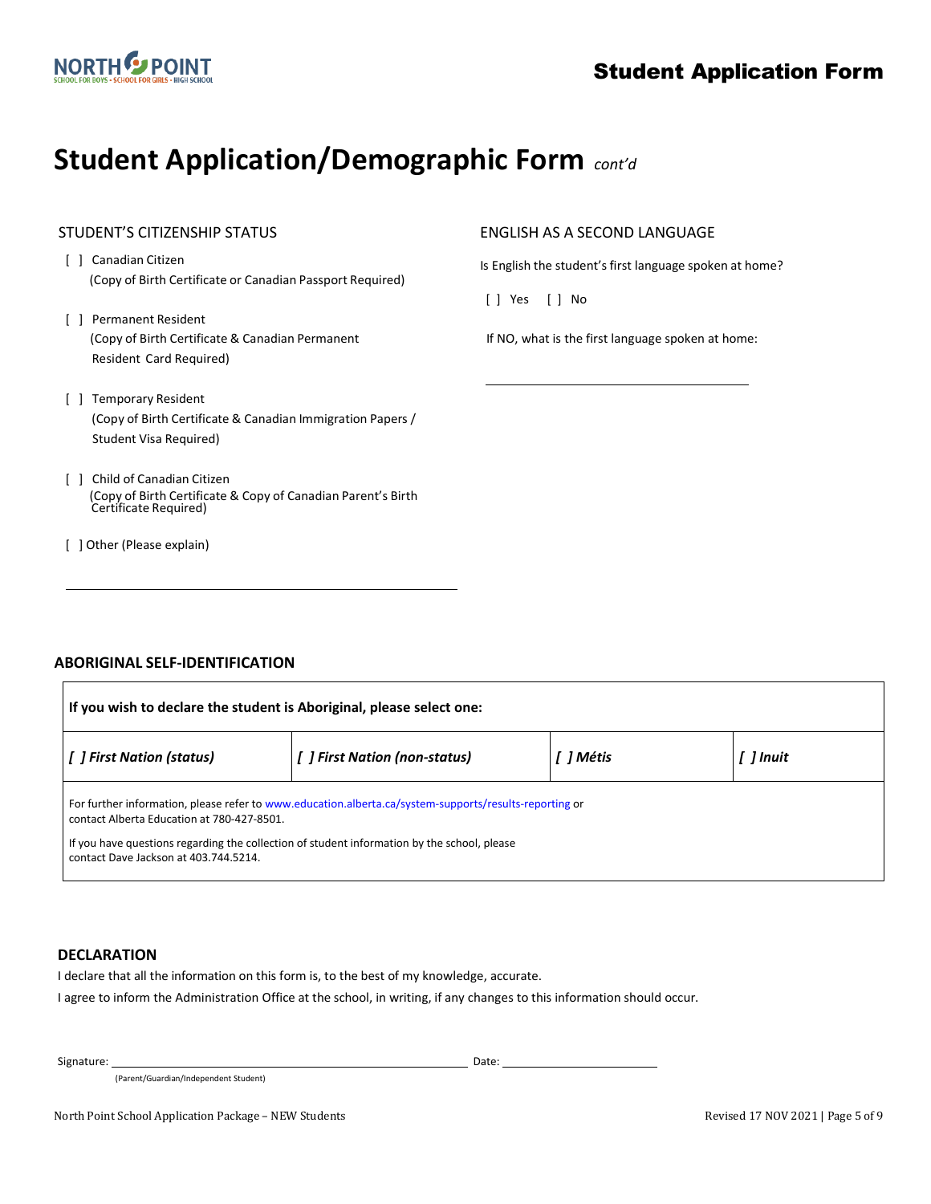# Student Application/Demographic Form *cont'd*

STUDENT'S CITIZENSHIP STATUS

[ ] Canadian Citizen
(Copy of Birth Certificate or Canadian Passport Required)

[ ] Permanent Resident
(Copy of Birth Certificate & Canadian Permanent Resident Card Required)

[ ] Temporary Resident
(Copy of Birth Certificate & Canadian Immigration Papers / Student Visa Required)

[ ] Child of Canadian Citizen
(Copy of Birth Certificate & Copy of Canadian Parent's Birth Certificate Required)

[ ] Other (Please explain)

\_\_\_\_\_\_\_\_\_\_\_\_\_\_\_\_\_\_\_\_\_\_\_\_\_\_\_\_\_\_\_\_\_\_\_\_\_\_\_\_

ENGLISH AS A SECOND LANGUAGE

Is English the student's first language spoken at home?

[ ] Yes [ ] No

If NO, what is the first language spoken at home:

\_\_\_\_\_\_\_\_\_\_\_\_\_\_\_\_\_\_\_\_\_\_\_\_\_\_\_\_\_\_

**ABORIGINAL SELF-IDENTIFICATION**

| **If you wish to declare the student is Aboriginal, please select one:** | | | |
|---|---|---|---|
| ***[ ] First Nation (status)*** | ***[ ] First Nation (non-status)*** | ***[ ] Métis*** | ***[ ] Inuit*** |
| For further information, please refer to www.education.alberta.ca/system-supports/results-reporting or contact Alberta Education at 780-427-8501. If you have questions regarding the collection of student information by the school, please contact Dave Jackson at 403.744.5214. | | | |

**DECLARATION**

I declare that all the information on this form is, to the best of my knowledge, accurate.

I agree to inform the Administration Office at the school, in writing, if any changes to this information should occur.

Signature: \_\_\_\_\_\_\_\_\_\_\_\_\_\_\_\_\_\_\_\_\_\_\_\_\_\_\_\_\_\_\_\_\_\_\_\_ Date: \_\_\_\_\_\_\_\_\_\_\_\_\_\_\_\_\_\_
(Parent/Guardian/Independent Student)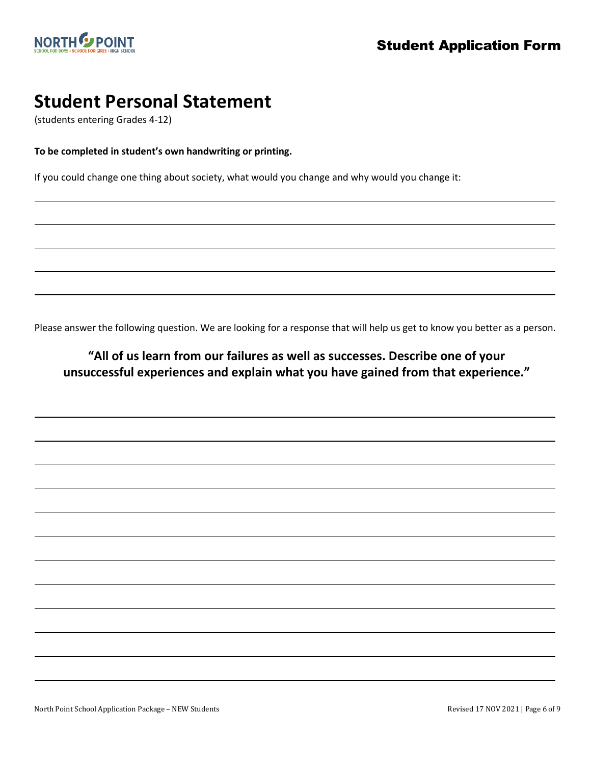# Student Application Form

## Student Personal Statement

(students entering Grades 4-12)

**To be completed in student's own handwriting or printing.**

If you could change one thing about society, what would you change and why would you change it:

Please answer the following question. We are looking for a response that will help us get to know you better as a person.

**"All of us learn from our failures as well as successes. Describe one of your unsuccessful experiences and explain what you have gained from that experience."**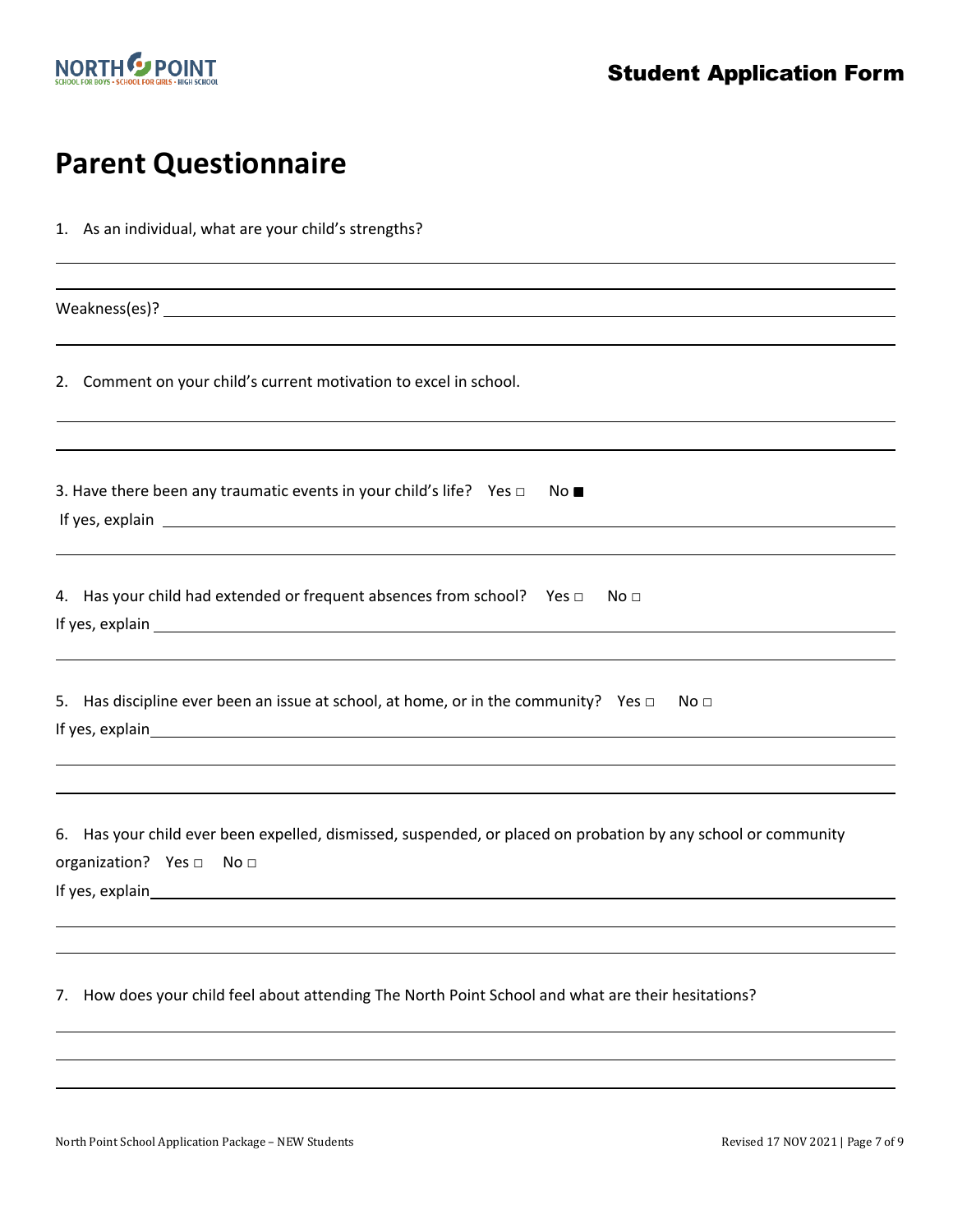# Parent Questionnaire

1. As an individual, what are your child's strengths?

Weakness(es)?

2. Comment on your child's current motivation to excel in school.

3. Have there been any traumatic events in your child's life? Yes □ No ■

If yes, explain

4. Has your child had extended or frequent absences from school? Yes □ No □

If yes, explain

5. Has discipline ever been an issue at school, at home, or in the community? Yes □ No □

If yes, explain

6. Has your child ever been expelled, dismissed, suspended, or placed on probation by any school or community organization? Yes □ No □

If yes, explain

7. How does your child feel about attending The North Point School and what are their hesitations?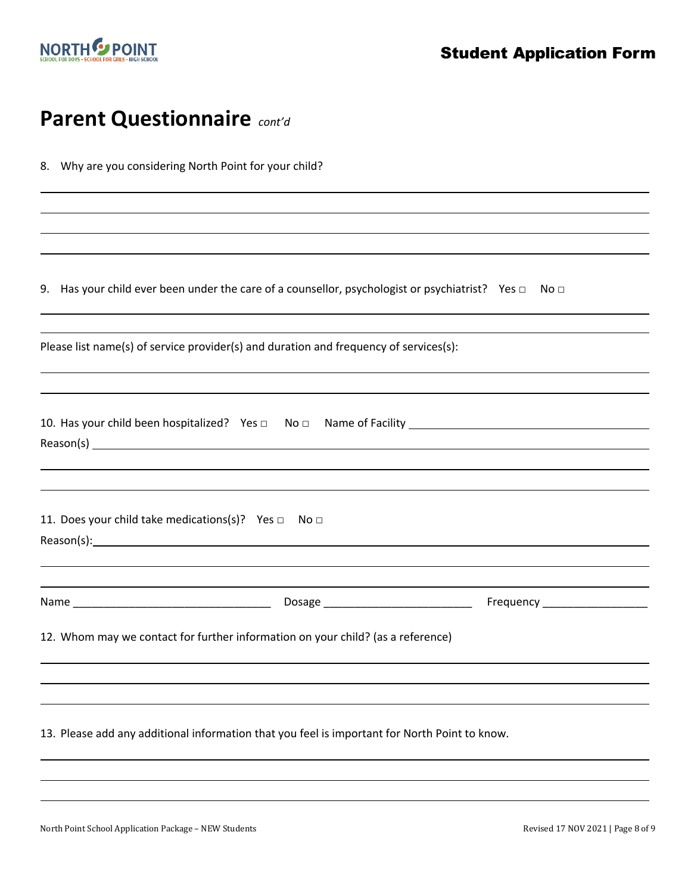# Parent Questionnaire *cont'd*

8. Why are you considering North Point for your child?

9. Has your child ever been under the care of a counsellor, psychologist or psychiatrist? Yes □ No □

Please list name(s) of service provider(s) and duration and frequency of services(s):

10. Has your child been hospitalized? Yes □ No □ Name of Facility ______________________

Reason(s) ______________________

11. Does your child take medications(s)? Yes □ No □

Reason(s): ______________________

Name ________________________________ Dosage ________________________ Frequency _________________

12. Whom may we contact for further information on your child? (as a reference)

13. Please add any additional information that you feel is important for North Point to know.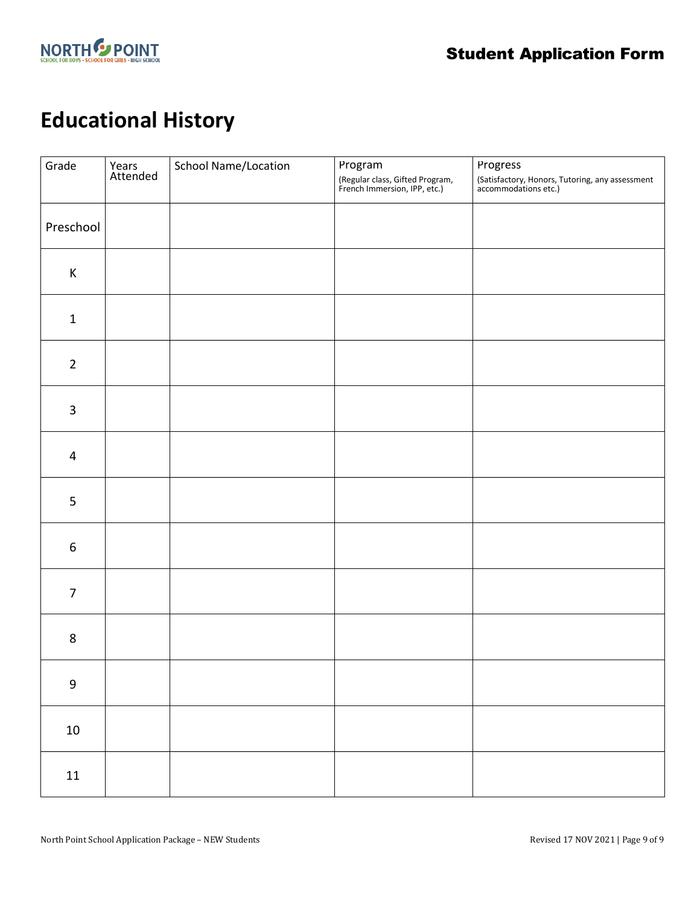# Educational History

| Grade | Years Attended | School Name/Location | Program (Regular class, Gifted Program, French Immersion, IPP, etc.) | Progress (Satisfactory, Honors, Tutoring, any assessment accommodations etc.) |
|---|---|---|---|---|
| Preschool | | | | |
| K | | | | |
| 1 | | | | |
| 2 | | | | |
| 3 | | | | |
| 4 | | | | |
| 5 | | | | |
| 6 | | | | |
| 7 | | | | |
| 8 | | | | |
| 9 | | | | |
| 10 | | | | |
| 11 | | | | |